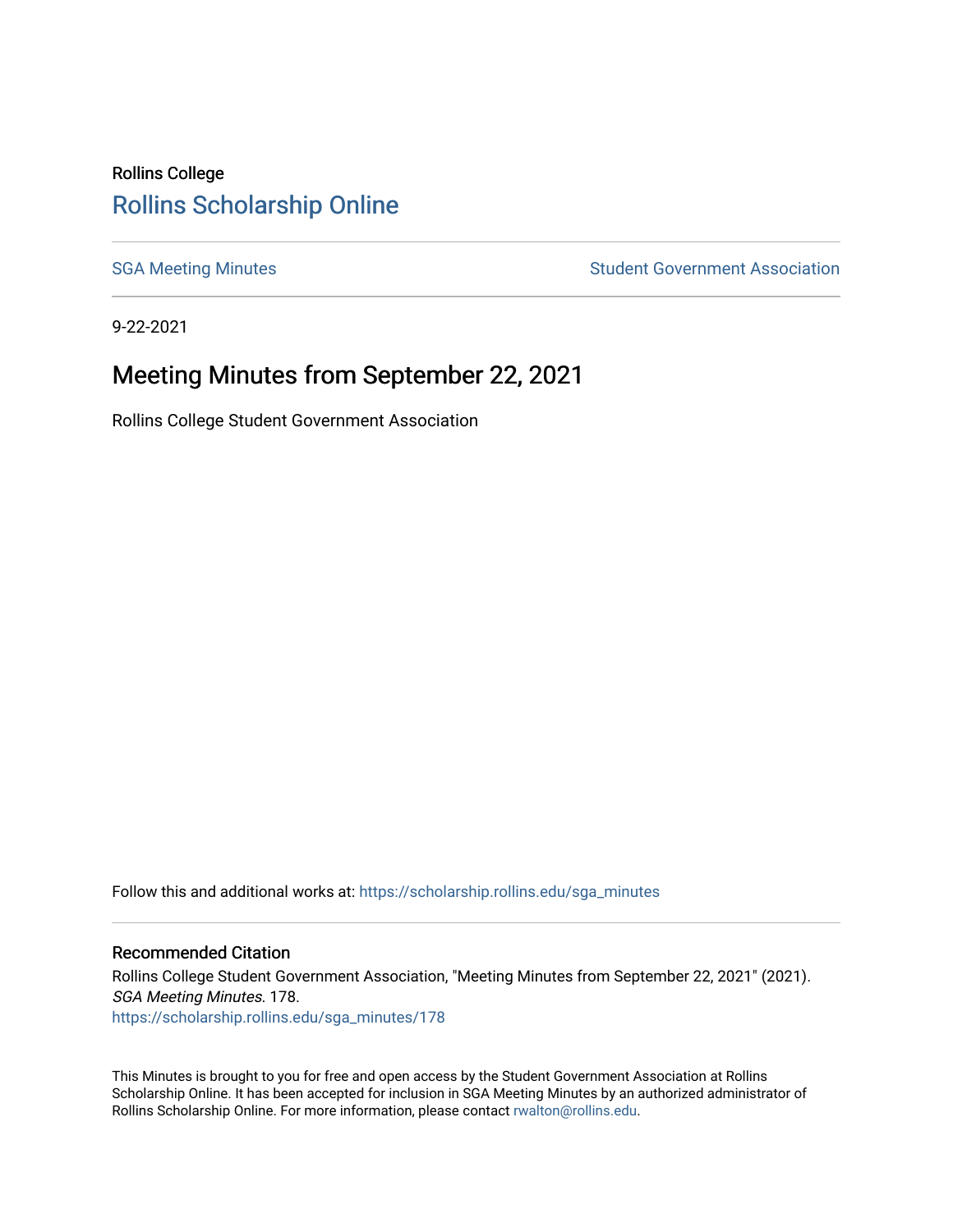Rollins College

# Rollins Scholarship Online

SGA Meeting Minutes | Student Government Association

9-22-2021

## Meeting Minutes from September 22, 2021

Rollins College Student Government Association

Follow this and additional works at: https://scholarship.rollins.edu/sga_minutes

### Recommended Citation

Rollins College Student Government Association, "Meeting Minutes from September 22, 2021" (2021). *SGA Meeting Minutes*. 178.
https://scholarship.rollins.edu/sga_minutes/178

This Minutes is brought to you for free and open access by the Student Government Association at Rollins Scholarship Online. It has been accepted for inclusion in SGA Meeting Minutes by an authorized administrator of Rollins Scholarship Online. For more information, please contact rwalton@rollins.edu.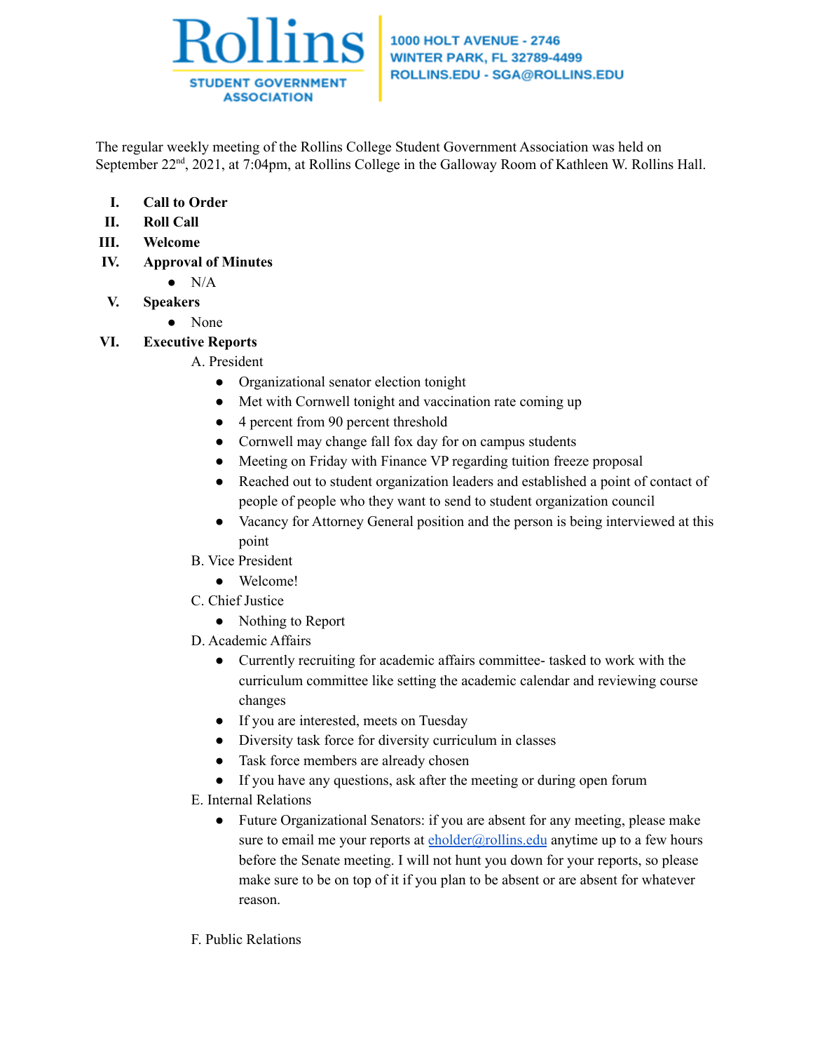**Rollins**
**STUDENT GOVERNMENT ASSOCIATION**

1000 HOLT AVENUE - 2746
WINTER PARK, FL 32789-4499
ROLLINS.EDU - SGA@ROLLINS.EDU

The regular weekly meeting of the Rollins College Student Government Association was held on September 22nd, 2021, at 7:04pm, at Rollins College in the Galloway Room of Kathleen W. Rollins Hall.

I. **Call to Order**

II. **Roll Call**

III. **Welcome**

IV. **Approval of Minutes**
   - N/A

V. **Speakers**
   - None

VI. **Executive Reports**

   A. President
   - Organizational senator election tonight
   - Met with Cornwell tonight and vaccination rate coming up
   - 4 percent from 90 percent threshold
   - Cornwell may change fall fox day for on campus students
   - Meeting on Friday with Finance VP regarding tuition freeze proposal
   - Reached out to student organization leaders and established a point of contact of people of people who they want to send to student organization council
   - Vacancy for Attorney General position and the person is being interviewed at this point

   B. Vice President
   - Welcome!

   C. Chief Justice
   - Nothing to Report

   D. Academic Affairs
   - Currently recruiting for academic affairs committee- tasked to work with the curriculum committee like setting the academic calendar and reviewing course changes
   - If you are interested, meets on Tuesday
   - Diversity task force for diversity curriculum in classes
   - Task force members are already chosen
   - If you have any questions, ask after the meeting or during open forum

   E. Internal Relations
   - Future Organizational Senators: if you are absent for any meeting, please make sure to email me your reports at eholder@rollins.edu anytime up to a few hours before the Senate meeting. I will not hunt you down for your reports, so please make sure to be on top of it if you plan to be absent or are absent for whatever reason.

   F. Public Relations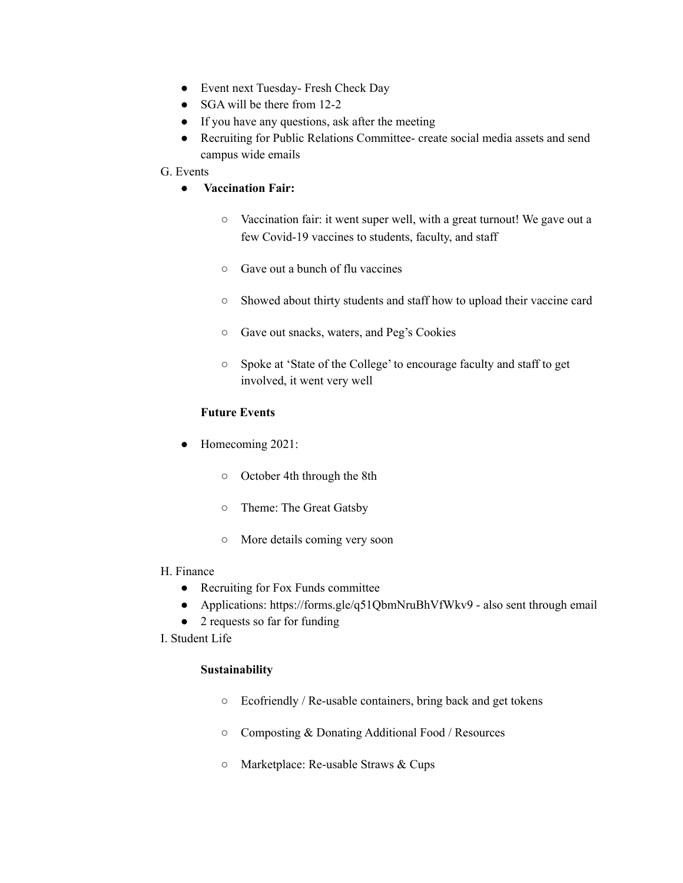- Event next Tuesday- Fresh Check Day
- SGA will be there from 12-2
- If you have any questions, ask after the meeting
- Recruiting for Public Relations Committee- create social media assets and send campus wide emails

G. Events

- **Vaccination Fair:**
    - Vaccination fair: it went super well, with a great turnout! We gave out a few Covid-19 vaccines to students, faculty, and staff
    - Gave out a bunch of flu vaccines
    - Showed about thirty students and staff how to upload their vaccine card
    - Gave out snacks, waters, and Peg's Cookies
    - Spoke at 'State of the College' to encourage faculty and staff to get involved, it went very well

**Future Events**

- Homecoming 2021:
    - October 4th through the 8th
    - Theme: The Great Gatsby
    - More details coming very soon

H. Finance

- Recruiting for Fox Funds committee
- Applications: https://forms.gle/q51QbmNruBhVfWkv9 - also sent through email
- 2 requests so far for funding

I. Student Life

**Sustainability**

- Ecofriendly / Re-usable containers, bring back and get tokens
- Composting & Donating Additional Food / Resources
- Marketplace: Re-usable Straws & Cups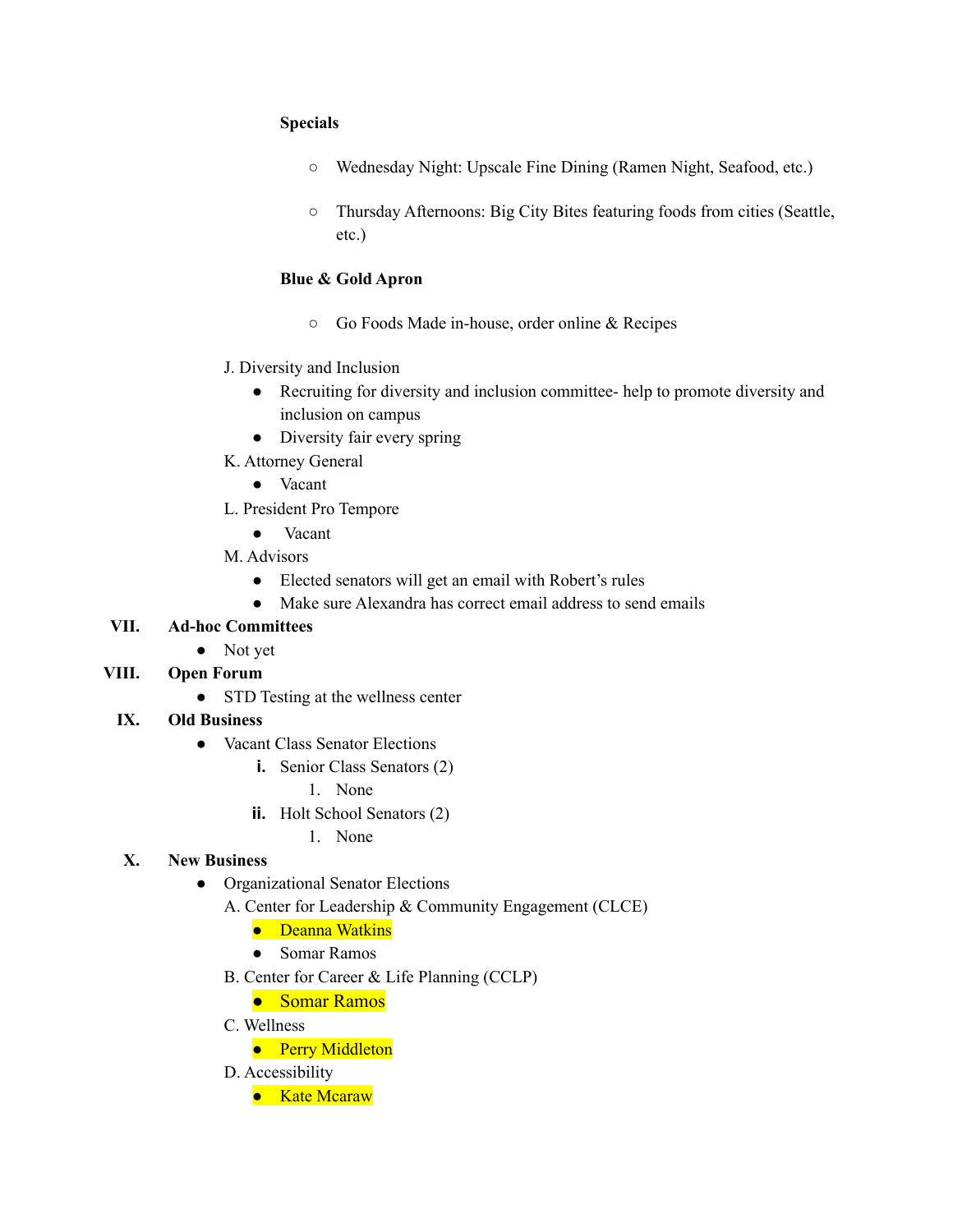**Specials**

- Wednesday Night: Upscale Fine Dining (Ramen Night, Seafood, etc.)
- Thursday Afternoons: Big City Bites featuring foods from cities (Seattle, etc.)

**Blue & Gold Apron**

- Go Foods Made in-house, order online & Recipes

J. Diversity and Inclusion
- Recruiting for diversity and inclusion committee- help to promote diversity and inclusion on campus
- Diversity fair every spring

K. Attorney General
- Vacant

L. President Pro Tempore
- Vacant

M. Advisors
- Elected senators will get an email with Robert's rules
- Make sure Alexandra has correct email address to send emails

**VII. Ad-hoc Committees**
- Not yet

**VIII. Open Forum**
- STD Testing at the wellness center

**IX. Old Business**
- Vacant Class Senator Elections
  - **i.** Senior Class Senators (2)
    1. None
  - **ii.** Holt School Senators (2)
    1. None

**X. New Business**
- Organizational Senator Elections

A. Center for Leadership & Community Engagement (CLCE)
- Deanna Watkins
- Somar Ramos

B. Center for Career & Life Planning (CCLP)
- Somar Ramos

C. Wellness
- Perry Middleton

D. Accessibility
- Kate Mcaraw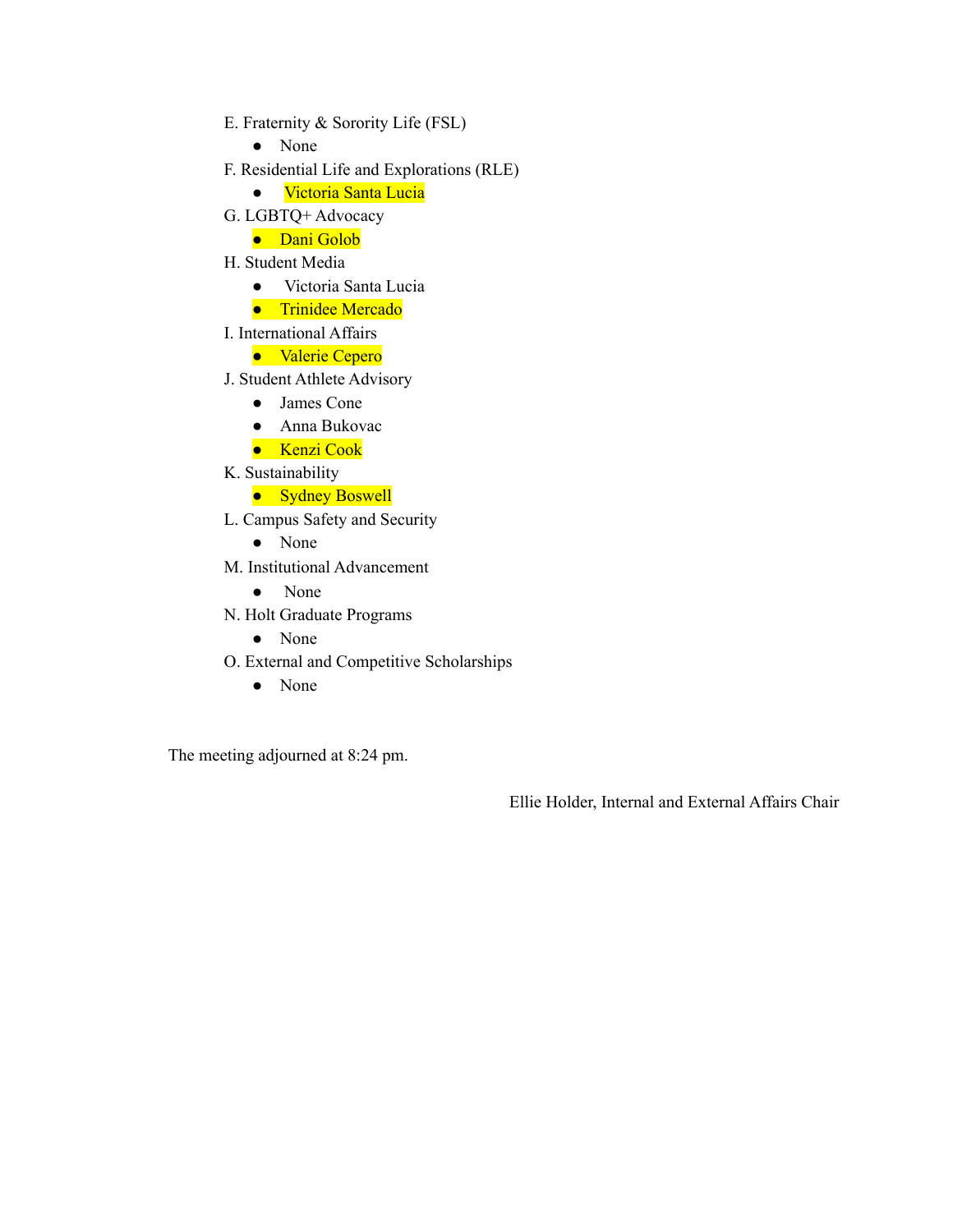E. Fraternity & Sorority Life (FSL)

- None

F. Residential Life and Explorations (RLE)

- Victoria Santa Lucia

G. LGBTQ+ Advocacy

- Dani Golob

H. Student Media

- Victoria Santa Lucia
- Trinidee Mercado

I. International Affairs

- Valerie Cepero

J. Student Athlete Advisory

- James Cone
- Anna Bukovac
- Kenzi Cook

K. Sustainability

- Sydney Boswell

L. Campus Safety and Security

- None

M. Institutional Advancement

- None

N. Holt Graduate Programs

- None

O. External and Competitive Scholarships

- None

The meeting adjourned at 8:24 pm.

Ellie Holder, Internal and External Affairs Chair